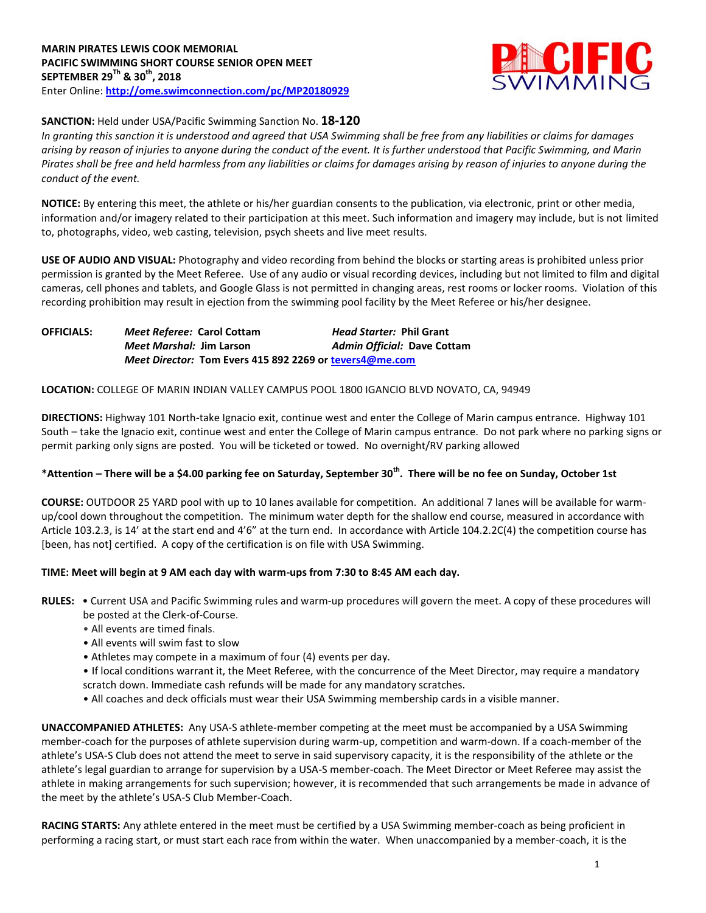**MARIN PIRATES LEWIS COOK MEMORIAL**
**PACIFIC SWIMMING SHORT COURSE SENIOR OPEN MEET**
**SEPTEMBER 29[Th] & 30[th], 2018**
Enter Online: **http://ome.swimconnection.com/pc/MP20180929**

**SANCTION:** Held under USA/Pacific Swimming Sanction No. **18-120**
*In granting this sanction it is understood and agreed that USA Swimming shall be free from any liabilities or claims for damages arising by reason of injuries to anyone during the conduct of the event. It is further understood that Pacific Swimming, and Marin Pirates shall be free and held harmless from any liabilities or claims for damages arising by reason of injuries to anyone during the conduct of the event.*

**NOTICE:** By entering this meet, the athlete or his/her guardian consents to the publication, via electronic, print or other media, information and/or imagery related to their participation at this meet. Such information and imagery may include, but is not limited to, photographs, video, web casting, television, psych sheets and live meet results.

**USE OF AUDIO AND VISUAL:** Photography and video recording from behind the blocks or starting areas is prohibited unless prior permission is granted by the Meet Referee. Use of any audio or visual recording devices, including but not limited to film and digital cameras, cell phones and tablets, and Google Glass is not permitted in changing areas, rest rooms or locker rooms. Violation of this recording prohibition may result in ejection from the swimming pool facility by the Meet Referee or his/her designee.

**OFFICIALS:**
***Meet Referee:* Carol Cottam** — ***Head Starter:* Phil Grant**
***Meet Marshal:* Jim Larson** — ***Admin Official:* Dave Cottam**
***Meet Director:* Tom Evers 415 892 2269 or tevers4@me.com**

**LOCATION:** COLLEGE OF MARIN INDIAN VALLEY CAMPUS POOL 1800 IGANCIO BLVD NOVATO, CA, 94949

**DIRECTIONS:** Highway 101 North-take Ignacio exit, continue west and enter the College of Marin campus entrance. Highway 101 South – take the Ignacio exit, continue west and enter the College of Marin campus entrance. Do not park where no parking signs or permit parking only signs are posted. You will be ticketed or towed. No overnight/RV parking allowed

**\*Attention – There will be a $4.00 parking fee on Saturday, September 30[th]. There will be no fee on Sunday, October 1st**

**COURSE:** OUTDOOR 25 YARD pool with up to 10 lanes available for competition. An additional 7 lanes will be available for warm-up/cool down throughout the competition. The minimum water depth for the shallow end course, measured in accordance with Article 103.2.3, is 14' at the start end and 4'6" at the turn end. In accordance with Article 104.2.2C(4) the competition course has [been, has not] certified. A copy of the certification is on file with USA Swimming.

**TIME: Meet will begin at 9 AM each day with warm-ups from 7:30 to 8:45 AM each day.**

**RULES:**
- Current USA and Pacific Swimming rules and warm-up procedures will govern the meet. A copy of these procedures will be posted at the Clerk-of-Course.
- All events are timed finals.
- All events will swim fast to slow
- Athletes may compete in a maximum of four (4) events per day.
- If local conditions warrant it, the Meet Referee, with the concurrence of the Meet Director, may require a mandatory scratch down. Immediate cash refunds will be made for any mandatory scratches.
- All coaches and deck officials must wear their USA Swimming membership cards in a visible manner.

**UNACCOMPANIED ATHLETES:** Any USA-S athlete-member competing at the meet must be accompanied by a USA Swimming member-coach for the purposes of athlete supervision during warm-up, competition and warm-down. If a coach-member of the athlete's USA-S Club does not attend the meet to serve in said supervisory capacity, it is the responsibility of the athlete or the athlete's legal guardian to arrange for supervision by a USA-S member-coach. The Meet Director or Meet Referee may assist the athlete in making arrangements for such supervision; however, it is recommended that such arrangements be made in advance of the meet by the athlete's USA-S Club Member-Coach.

**RACING STARTS:** Any athlete entered in the meet must be certified by a USA Swimming member-coach as being proficient in performing a racing start, or must start each race from within the water. When unaccompanied by a member-coach, it is the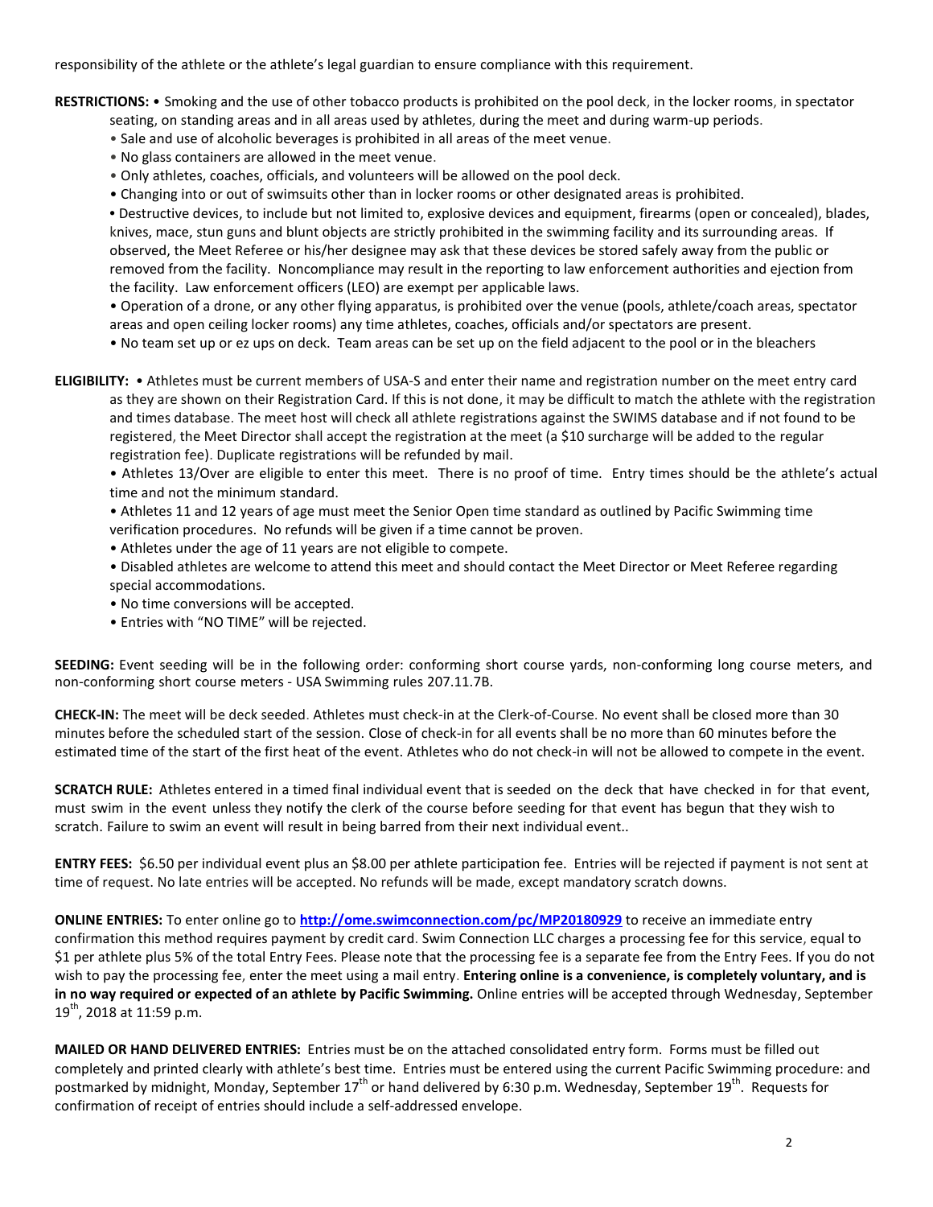responsibility of the athlete or the athlete's legal guardian to ensure compliance with this requirement.

**RESTRICTIONS:** • Smoking and the use of other tobacco products is prohibited on the pool deck, in the locker rooms, in spectator seating, on standing areas and in all areas used by athletes, during the meet and during warm-up periods.

- Sale and use of alcoholic beverages is prohibited in all areas of the meet venue.
- No glass containers are allowed in the meet venue.
- Only athletes, coaches, officials, and volunteers will be allowed on the pool deck.
- Changing into or out of swimsuits other than in locker rooms or other designated areas is prohibited.
- Destructive devices, to include but not limited to, explosive devices and equipment, firearms (open or concealed), blades, knives, mace, stun guns and blunt objects are strictly prohibited in the swimming facility and its surrounding areas. If observed, the Meet Referee or his/her designee may ask that these devices be stored safely away from the public or removed from the facility. Noncompliance may result in the reporting to law enforcement authorities and ejection from the facility. Law enforcement officers (LEO) are exempt per applicable laws.
- Operation of a drone, or any other flying apparatus, is prohibited over the venue (pools, athlete/coach areas, spectator areas and open ceiling locker rooms) any time athletes, coaches, officials and/or spectators are present.
- No team set up or ez ups on deck. Team areas can be set up on the field adjacent to the pool or in the bleachers

**ELIGIBILITY:** • Athletes must be current members of USA-S and enter their name and registration number on the meet entry card as they are shown on their Registration Card. If this is not done, it may be difficult to match the athlete with the registration and times database. The meet host will check all athlete registrations against the SWIMS database and if not found to be registered, the Meet Director shall accept the registration at the meet (a $10 surcharge will be added to the regular registration fee). Duplicate registrations will be refunded by mail.

- Athletes 13/Over are eligible to enter this meet. There is no proof of time. Entry times should be the athlete's actual time and not the minimum standard.
- Athletes 11 and 12 years of age must meet the Senior Open time standard as outlined by Pacific Swimming time verification procedures. No refunds will be given if a time cannot be proven.
- Athletes under the age of 11 years are not eligible to compete.
- Disabled athletes are welcome to attend this meet and should contact the Meet Director or Meet Referee regarding special accommodations.
- No time conversions will be accepted.
- Entries with "NO TIME" will be rejected.

**SEEDING:** Event seeding will be in the following order: conforming short course yards, non-conforming long course meters, and non-conforming short course meters - USA Swimming rules 207.11.7B.

**CHECK-IN:** The meet will be deck seeded. Athletes must check-in at the Clerk-of-Course. No event shall be closed more than 30 minutes before the scheduled start of the session. Close of check-in for all events shall be no more than 60 minutes before the estimated time of the start of the first heat of the event. Athletes who do not check-in will not be allowed to compete in the event.

**SCRATCH RULE:** Athletes entered in a timed final individual event that is seeded on the deck that have checked in for that event, must swim in the event unless they notify the clerk of the course before seeding for that event has begun that they wish to scratch. Failure to swim an event will result in being barred from their next individual event..

**ENTRY FEES:** $6.50 per individual event plus an $8.00 per athlete participation fee. Entries will be rejected if payment is not sent at time of request. No late entries will be accepted. No refunds will be made, except mandatory scratch downs.

**ONLINE ENTRIES:** To enter online go to **http://ome.swimconnection.com/pc/MP20180929** to receive an immediate entry confirmation this method requires payment by credit card. Swim Connection LLC charges a processing fee for this service, equal to $1 per athlete plus 5% of the total Entry Fees. Please note that the processing fee is a separate fee from the Entry Fees. If you do not wish to pay the processing fee, enter the meet using a mail entry. **Entering online is a convenience, is completely voluntary, and is in no way required or expected of an athlete by Pacific Swimming.** Online entries will be accepted through Wednesday, September 19th, 2018 at 11:59 p.m.

**MAILED OR HAND DELIVERED ENTRIES:** Entries must be on the attached consolidated entry form. Forms must be filled out completely and printed clearly with athlete's best time. Entries must be entered using the current Pacific Swimming procedure: and postmarked by midnight, Monday, September 17th or hand delivered by 6:30 p.m. Wednesday, September 19th. Requests for confirmation of receipt of entries should include a self-addressed envelope.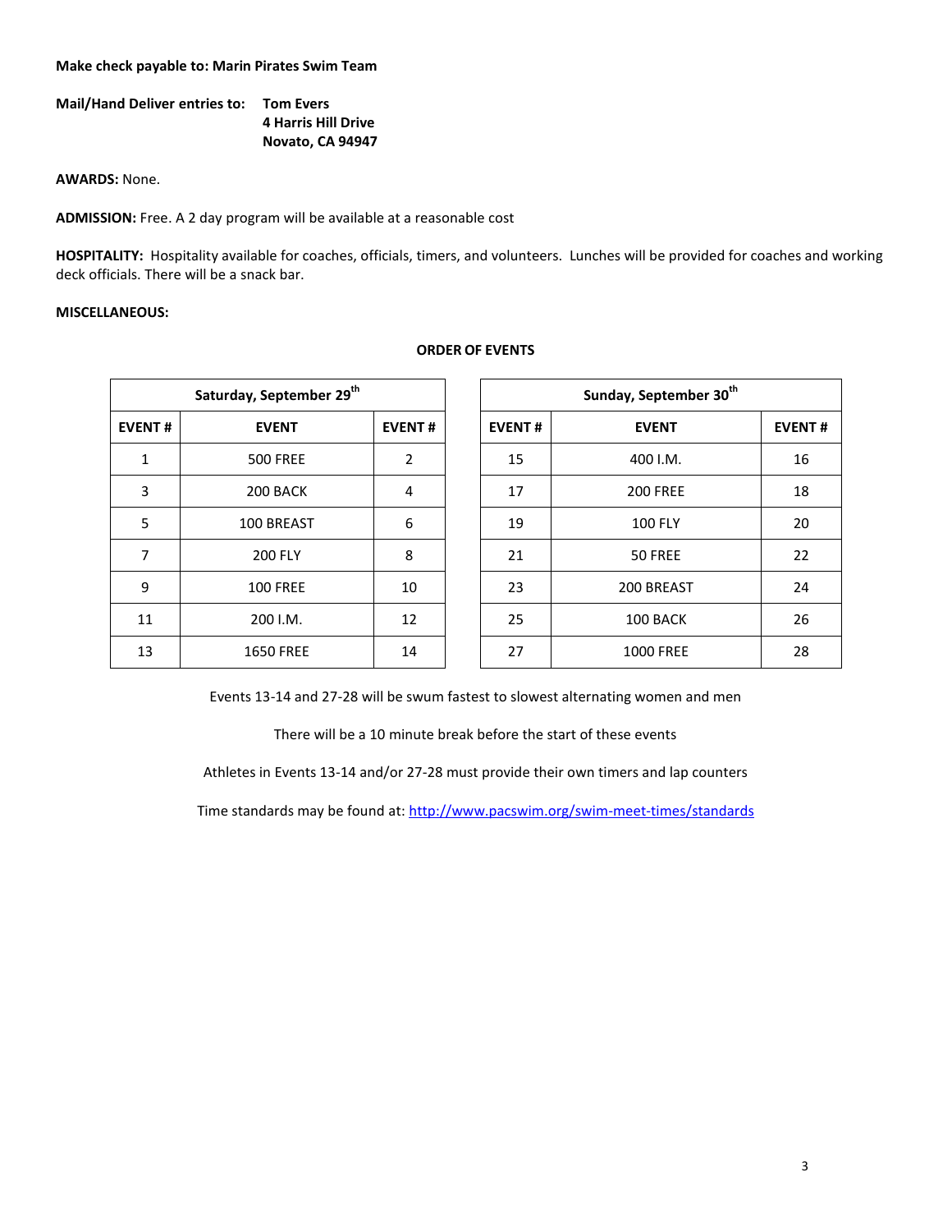**Make check payable to: Marin Pirates Swim Team**

**Mail/Hand Deliver entries to:** **Tom Evers**
**4 Harris Hill Drive**
**Novato, CA 94947**

**AWARDS:** None.

**ADMISSION:** Free. A 2 day program will be available at a reasonable cost

**HOSPITALITY:** Hospitality available for coaches, officials, timers, and volunteers. Lunches will be provided for coaches and working deck officials. There will be a snack bar.

**MISCELLANEOUS:**

**ORDER OF EVENTS**

| Saturday, September 29th | | |
|---|---|---|
| **EVENT #** | **EVENT** | **EVENT #** |
| 1 | 500 FREE | 2 |
| 3 | 200 BACK | 4 |
| 5 | 100 BREAST | 6 |
| 7 | 200 FLY | 8 |
| 9 | 100 FREE | 10 |
| 11 | 200 I.M. | 12 |
| 13 | 1650 FREE | 14 |

| Sunday, September 30th | | |
|---|---|---|
| **EVENT #** | **EVENT** | **EVENT #** |
| 15 | 400 I.M. | 16 |
| 17 | 200 FREE | 18 |
| 19 | 100 FLY | 20 |
| 21 | 50 FREE | 22 |
| 23 | 200 BREAST | 24 |
| 25 | 100 BACK | 26 |
| 27 | 1000 FREE | 28 |

Events 13-14 and 27-28 will be swum fastest to slowest alternating women and men

There will be a 10 minute break before the start of these events

Athletes in Events 13-14 and/or 27-28 must provide their own timers and lap counters

Time standards may be found at: http://www.pacswim.org/swim-meet-times/standards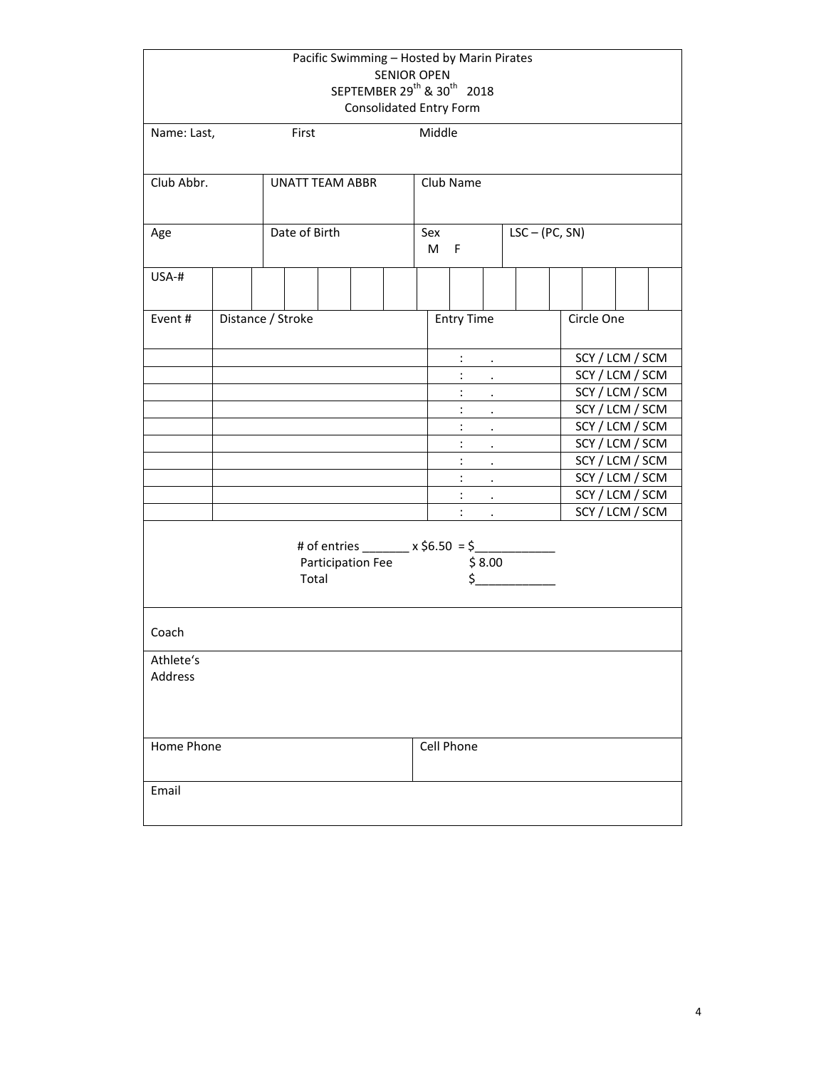Pacific Swimming – Hosted by Marin Pirates
SENIOR OPEN
SEPTEMBER 29th & 30th 2018
Consolidated Entry Form

| Name: Last, | First | Middle |
|---|---|---|
| | | |

| Club Abbr. | UNATT TEAM ABBR | Club Name |
|---|---|---|
| | | |

| Age | Date of Birth | Sex M F | LSC – (PC, SN) |
|---|---|---|---|
| | | | |

| USA-# | | | | | | | | | | | | | | |
|---|---|---|---|---|---|---|---|---|---|---|---|---|---|---|
| | | | | | | | | | | | | | | |

| Event # | Distance / Stroke | Entry Time | Circle One |
|---|---|---|---|
| | | : . | SCY / LCM / SCM |
| | | : . | SCY / LCM / SCM |
| | | : . | SCY / LCM / SCM |
| | | : . | SCY / LCM / SCM |
| | | : . | SCY / LCM / SCM |
| | | : . | SCY / LCM / SCM |
| | | : . | SCY / LCM / SCM |
| | | : . | SCY / LCM / SCM |
| | | : . | SCY / LCM / SCM |
| | | : . | SCY / LCM / SCM |

# of entries _______ x $6.50 = $____________
Participation Fee $ 8.00
Total $____________

Coach

Athlete's Address

| Home Phone | Cell Phone |
|---|---|
| | |

Email